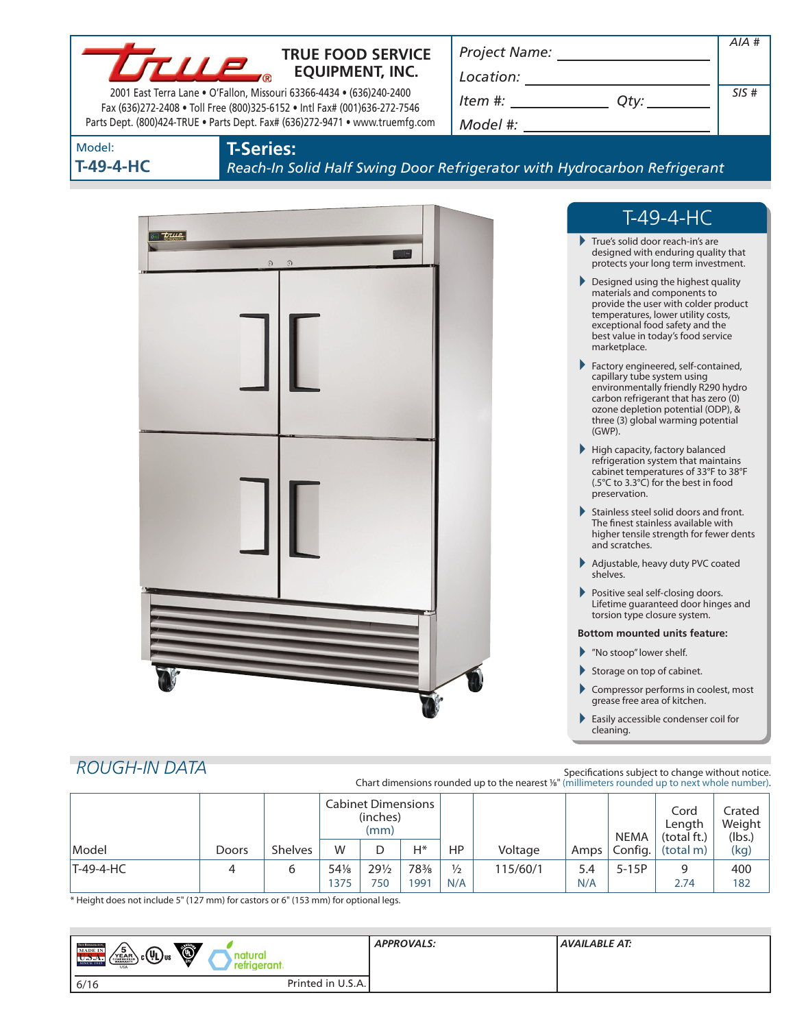# TRUE FOOD SERVICE EQUIPMENT, INC.

2001 East Terra Lane • O'Fallon, Missouri 63366-4434 • (636)240-2400
Fax (636)272-2408 • Toll Free (800)325-6152 • Intl Fax# (001)636-272-7546
Parts Dept. (800)424-TRUE • Parts Dept. Fax# (636)272-9471 • www.truemfg.com

Project Name: ______________________

Location: ______________________

Item #: ____________ Qty: ________

Model #: ______________________

AIA #

SIS #

Model:
**T-49-4-HC**

## T-Series:
*Reach-In Solid Half Swing Door Refrigerator with Hydrocarbon Refrigerant*

## T-49-4-HC

- True's solid door reach-in's are designed with enduring quality that protects your long term investment.
- Designed using the highest quality materials and components to provide the user with colder product temperatures, lower utility costs, exceptional food safety and the best value in today's food service marketplace.
- Factory engineered, self-contained, capillary tube system using environmentally friendly R290 hydro carbon refrigerant that has zero (0) ozone depletion potential (ODP), & three (3) global warming potential (GWP).
- High capacity, factory balanced refrigeration system that maintains cabinet temperatures of 33°F to 38°F (.5°C to 3.3°C) for the best in food preservation.
- Stainless steel solid doors and front. The finest stainless available with higher tensile strength for fewer dents and scratches.
- Adjustable, heavy duty PVC coated shelves.
- Positive seal self-closing doors. Lifetime guaranteed door hinges and torsion type closure system.

**Bottom mounted units feature:**

- "No stoop" lower shelf.
- Storage on top of cabinet.
- Compressor performs in coolest, most grease free area of kitchen.
- Easily accessible condenser coil for cleaning.

## ROUGH-IN DATA

Specifications subject to change without notice.
Chart dimensions rounded up to the nearest ⅛" (millimeters rounded up to next whole number).

| Model | Doors | Shelves | Cabinet Dimensions (inches) (mm) | | | HP | Voltage | Amps | NEMA Config. | Cord Length (total ft.) (total m) | Crated Weight (lbs.) (kg) |
|---|---|---|---|---|---|---|---|---|---|---|---|
| | | | W | D | H* | | | | | | |
| T-49-4-HC | 4 | 6 | 54⅛<br>1375 | 29½<br>750 | 78⅜<br>1991 | ½<br>N/A | 115/60/1 | 5.4<br>N/A | 5-15P | 9<br>2.74 | 400<br>182 |

* Height does not include 5" (127 mm) for castors or 6" (153 mm) for optional legs.

natural refrigerant.

**APPROVALS:**

**AVAILABLE AT:**

6/16 Printed in U.S.A.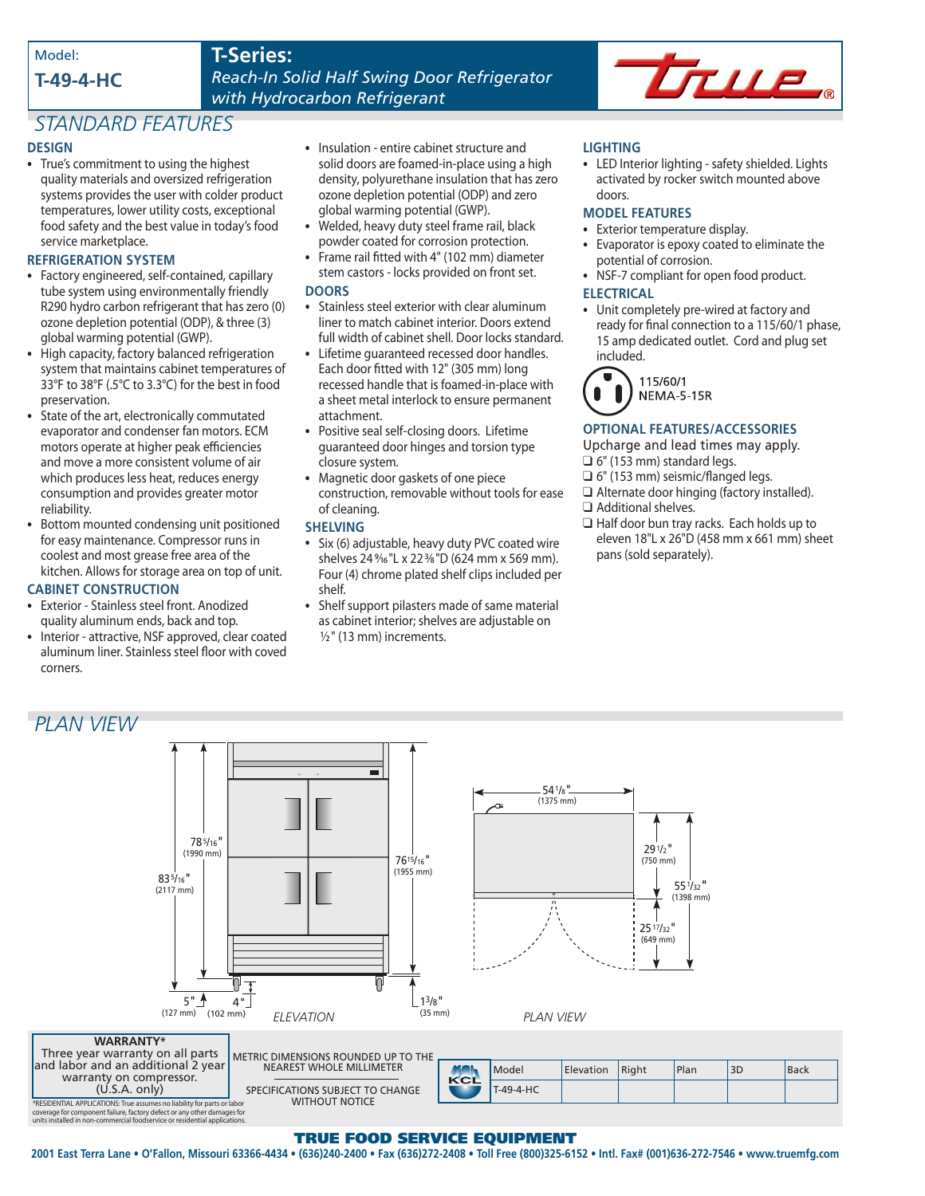Model:

**T-49-4-HC**

# T-Series:

*Reach-In Solid Half Swing Door Refrigerator with Hydrocarbon Refrigerant*

## STANDARD FEATURES

### DESIGN

- True's commitment to using the highest quality materials and oversized refrigeration systems provides the user with colder product temperatures, lower utility costs, exceptional food safety and the best value in today's food service marketplace.

### REFRIGERATION SYSTEM

- Factory engineered, self-contained, capillary tube system using environmentally friendly R290 hydro carbon refrigerant that has zero (0) ozone depletion potential (ODP), & three (3) global warming potential (GWP).
- High capacity, factory balanced refrigeration system that maintains cabinet temperatures of 33°F to 38°F (.5°C to 3.3°C) for the best in food preservation.
- State of the art, electronically commutated evaporator and condenser fan motors. ECM motors operate at higher peak efficiencies and move a more consistent volume of air which produces less heat, reduces energy consumption and provides greater motor reliability.
- Bottom mounted condensing unit positioned for easy maintenance. Compressor runs in coolest and most grease free area of the kitchen. Allows for storage area on top of unit.

### CABINET CONSTRUCTION

- Exterior - Stainless steel front. Anodized quality aluminum ends, back and top.
- Interior - attractive, NSF approved, clear coated aluminum liner. Stainless steel floor with coved corners.
- Insulation - entire cabinet structure and solid doors are foamed-in-place using a high density, polyurethane insulation that has zero ozone depletion potential (ODP) and zero global warming potential (GWP).
- Welded, heavy duty steel frame rail, black powder coated for corrosion protection.
- Frame rail fitted with 4" (102 mm) diameter stem castors - locks provided on front set.

### DOORS

- Stainless steel exterior with clear aluminum liner to match cabinet interior. Doors extend full width of cabinet shell. Door locks standard.
- Lifetime guaranteed recessed door handles. Each door fitted with 12" (305 mm) long recessed handle that is foamed-in-place with a sheet metal interlock to ensure permanent attachment.
- Positive seal self-closing doors. Lifetime guaranteed door hinges and torsion type closure system.
- Magnetic door gaskets of one piece construction, removable without tools for ease of cleaning.

### SHELVING

- Six (6) adjustable, heavy duty PVC coated wire shelves 24 9/16"L x 22 3/8"D (624 mm x 569 mm). Four (4) chrome plated shelf clips included per shelf.
- Shelf support pilasters made of same material as cabinet interior; shelves are adjustable on ½" (13 mm) increments.

### LIGHTING

- LED Interior lighting - safety shielded. Lights activated by rocker switch mounted above doors.

### MODEL FEATURES

- Exterior temperature display.
- Evaporator is epoxy coated to eliminate the potential of corrosion.
- NSF-7 compliant for open food product.

### ELECTRICAL

- Unit completely pre-wired at factory and ready for final connection to a 115/60/1 phase, 15 amp dedicated outlet. Cord and plug set included.

115/60/1
NEMA-5-15R

### OPTIONAL FEATURES/ACCESSORIES

Upcharge and lead times may apply.

- ❑ 6" (153 mm) standard legs.
- ❑ 6" (153 mm) seismic/flanged legs.
- ❑ Alternate door hinging (factory installed).
- ❑ Additional shelves.
- ❑ Half door bun tray racks. Each holds up to eleven 18"L x 26"D (458 mm x 661 mm) sheet pans (sold separately).

## PLAN VIEW

78 5/16" (1990 mm)
83 5/16" (2117 mm)
76 15/16" (1955 mm)
5" (127 mm)
4" (102 mm)
1 3/8" (35 mm)
ELEVATION

54 1/8" (1375 mm)
29 1/2" (750 mm)
55 1/32" (1398 mm)
25 17/32" (649 mm)
PLAN VIEW

**WARRANTY***
Three year warranty on all parts and labor and an additional 2 year warranty on compressor. (U.S.A. only)

*RESIDENTIAL APPLICATIONS: True assumes no liability for parts or labor coverage for component failure, factory defect or any other damages for units installed in non-commercial foodservice or residential applications.

METRIC DIMENSIONS ROUNDED UP TO THE NEAREST WHOLE MILLIMETER

SPECIFICATIONS SUBJECT TO CHANGE WITHOUT NOTICE

KCL

| Model | Elevation | Right | Plan | 3D | Back |
| --- | --- | --- | --- | --- | --- |
| T-49-4-HC | | | | | |

**TRUE FOOD SERVICE EQUIPMENT**

2001 East Terra Lane • O'Fallon, Missouri 63366-4434 • (636)240-2400 • Fax (636)272-2408 • Toll Free (800)325-6152 • Intl. Fax# (001)636-272-7546 • www.truemfg.com